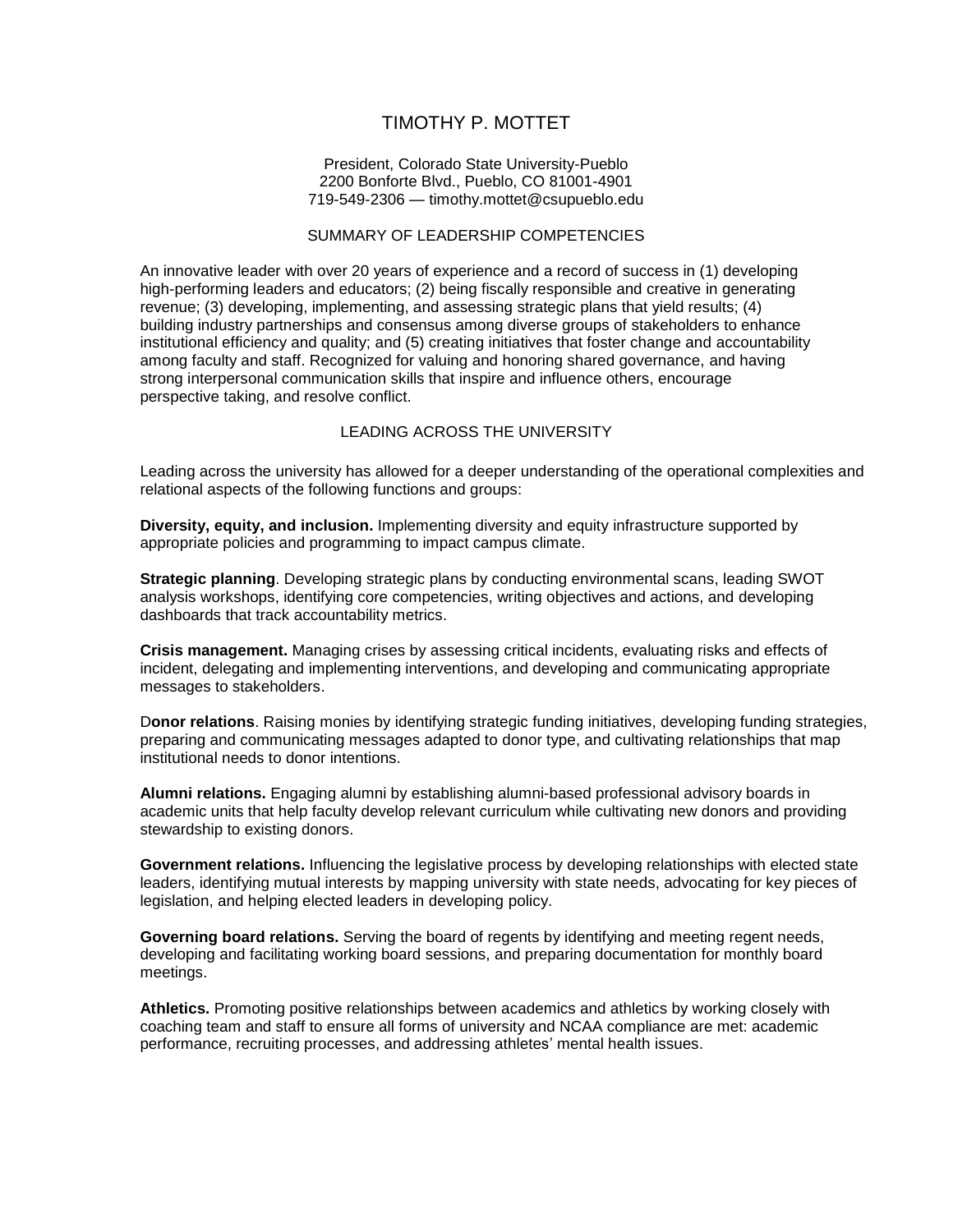# TIMOTHY P. MOTTET

President, Colorado State University-Pueblo
2200 Bonforte Blvd., Pueblo, CO 81001-4901
719-549-2306 — timothy.mottet@csupueblo.edu

## SUMMARY OF LEADERSHIP COMPETENCIES

An innovative leader with over 20 years of experience and a record of success in (1) developing high-performing leaders and educators; (2) being fiscally responsible and creative in generating revenue; (3) developing, implementing, and assessing strategic plans that yield results; (4) building industry partnerships and consensus among diverse groups of stakeholders to enhance institutional efficiency and quality; and (5) creating initiatives that foster change and accountability among faculty and staff. Recognized for valuing and honoring shared governance, and having strong interpersonal communication skills that inspire and influence others, encourage perspective taking, and resolve conflict.

## LEADING ACROSS THE UNIVERSITY

Leading across the university has allowed for a deeper understanding of the operational complexities and relational aspects of the following functions and groups:

**Diversity, equity, and inclusion.** Implementing diversity and equity infrastructure supported by appropriate policies and programming to impact campus climate.

**Strategic planning**. Developing strategic plans by conducting environmental scans, leading SWOT analysis workshops, identifying core competencies, writing objectives and actions, and developing dashboards that track accountability metrics.

**Crisis management.** Managing crises by assessing critical incidents, evaluating risks and effects of incident, delegating and implementing interventions, and developing and communicating appropriate messages to stakeholders.

D**onor relations**. Raising monies by identifying strategic funding initiatives, developing funding strategies, preparing and communicating messages adapted to donor type, and cultivating relationships that map institutional needs to donor intentions.

**Alumni relations.** Engaging alumni by establishing alumni-based professional advisory boards in academic units that help faculty develop relevant curriculum while cultivating new donors and providing stewardship to existing donors.

**Government relations.** Influencing the legislative process by developing relationships with elected state leaders, identifying mutual interests by mapping university with state needs, advocating for key pieces of legislation, and helping elected leaders in developing policy.

**Governing board relations.** Serving the board of regents by identifying and meeting regent needs, developing and facilitating working board sessions, and preparing documentation for monthly board meetings.

**Athletics.** Promoting positive relationships between academics and athletics by working closely with coaching team and staff to ensure all forms of university and NCAA compliance are met: academic performance, recruiting processes, and addressing athletes' mental health issues.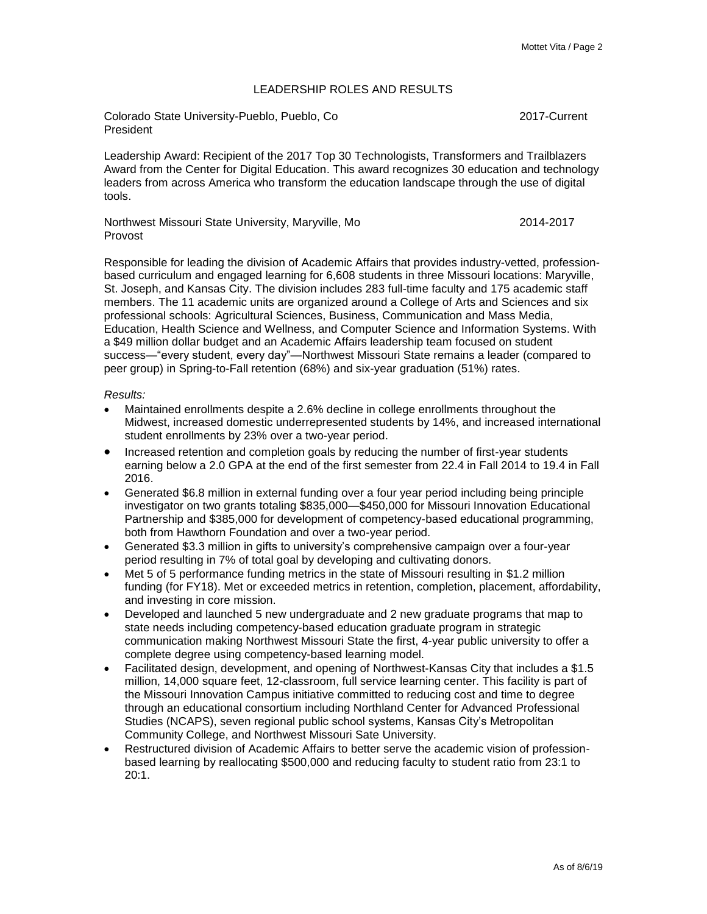## LEADERSHIP ROLES AND RESULTS

Colorado State University-Pueblo, Pueblo, Co 2017-Current
President

Leadership Award: Recipient of the 2017 Top 30 Technologists, Transformers and Trailblazers Award from the Center for Digital Education. This award recognizes 30 education and technology leaders from across America who transform the education landscape through the use of digital tools.

Northwest Missouri State University, Maryville, Mo 2014-2017
Provost

Responsible for leading the division of Academic Affairs that provides industry-vetted, profession-based curriculum and engaged learning for 6,608 students in three Missouri locations: Maryville, St. Joseph, and Kansas City. The division includes 283 full-time faculty and 175 academic staff members. The 11 academic units are organized around a College of Arts and Sciences and six professional schools: Agricultural Sciences, Business, Communication and Mass Media, Education, Health Science and Wellness, and Computer Science and Information Systems. With a $49 million dollar budget and an Academic Affairs leadership team focused on student success—"every student, every day"—Northwest Missouri State remains a leader (compared to peer group) in Spring-to-Fall retention (68%) and six-year graduation (51%) rates.

*Results:*

- Maintained enrollments despite a 2.6% decline in college enrollments throughout the Midwest, increased domestic underrepresented students by 14%, and increased international student enrollments by 23% over a two-year period.
- Increased retention and completion goals by reducing the number of first-year students earning below a 2.0 GPA at the end of the first semester from 22.4 in Fall 2014 to 19.4 in Fall 2016.
- Generated $6.8 million in external funding over a four year period including being principle investigator on two grants totaling $835,000—$450,000 for Missouri Innovation Educational Partnership and $385,000 for development of competency-based educational programming, both from Hawthorn Foundation and over a two-year period.
- Generated $3.3 million in gifts to university's comprehensive campaign over a four-year period resulting in 7% of total goal by developing and cultivating donors.
- Met 5 of 5 performance funding metrics in the state of Missouri resulting in $1.2 million funding (for FY18). Met or exceeded metrics in retention, completion, placement, affordability, and investing in core mission.
- Developed and launched 5 new undergraduate and 2 new graduate programs that map to state needs including competency-based education graduate program in strategic communication making Northwest Missouri State the first, 4-year public university to offer a complete degree using competency-based learning model.
- Facilitated design, development, and opening of Northwest-Kansas City that includes a $1.5 million, 14,000 square feet, 12-classroom, full service learning center. This facility is part of the Missouri Innovation Campus initiative committed to reducing cost and time to degree through an educational consortium including Northland Center for Advanced Professional Studies (NCAPS), seven regional public school systems, Kansas City's Metropolitan Community College, and Northwest Missouri Sate University.
- Restructured division of Academic Affairs to better serve the academic vision of profession-based learning by reallocating $500,000 and reducing faculty to student ratio from 23:1 to 20:1.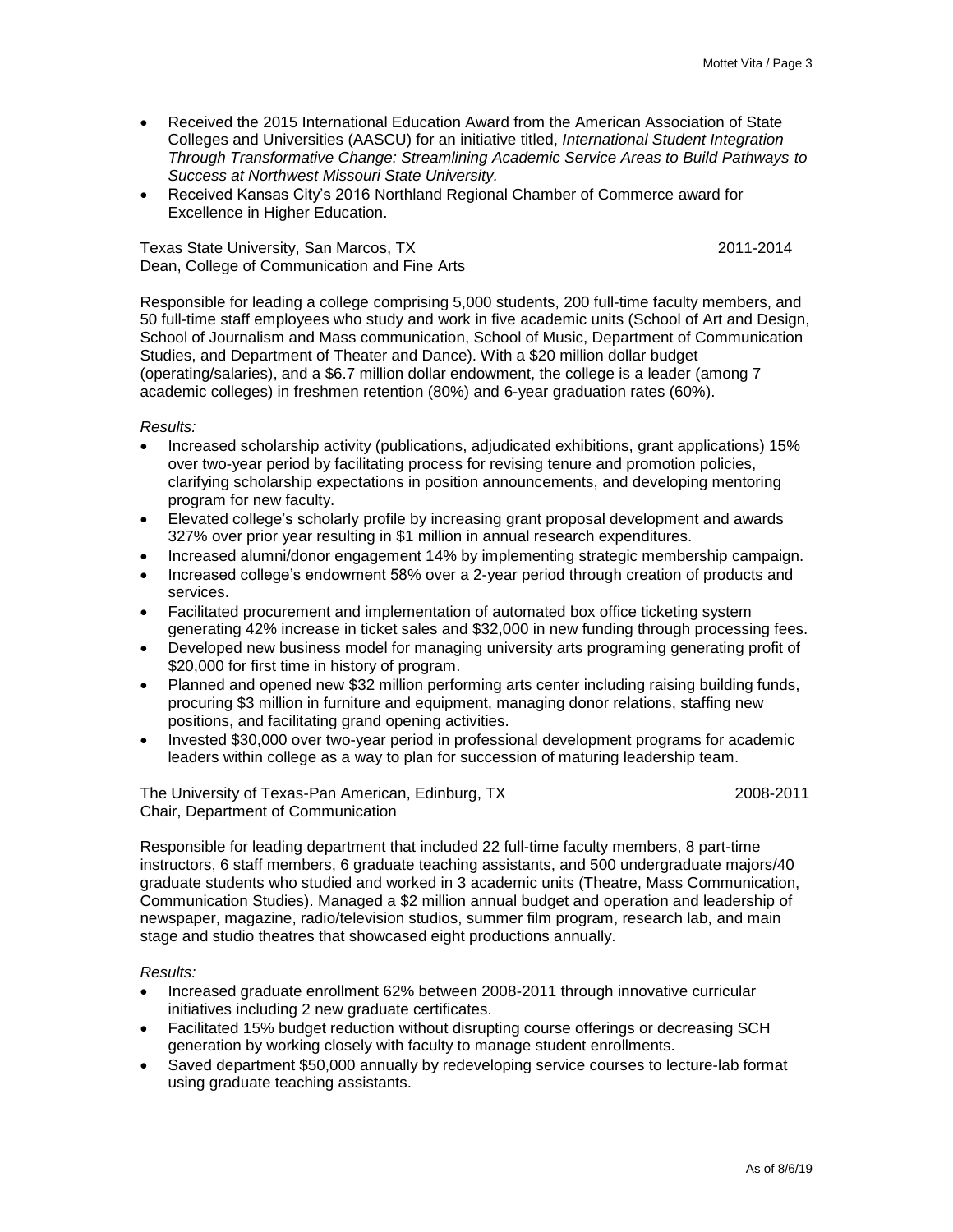- Received the 2015 International Education Award from the American Association of State Colleges and Universities (AASCU) for an initiative titled, *International Student Integration Through Transformative Change: Streamlining Academic Service Areas to Build Pathways to Success at Northwest Missouri State University.*
- Received Kansas City's 2016 Northland Regional Chamber of Commerce award for Excellence in Higher Education.

Texas State University, San Marcos, TX 2011-2014
Dean, College of Communication and Fine Arts

Responsible for leading a college comprising 5,000 students, 200 full-time faculty members, and 50 full-time staff employees who study and work in five academic units (School of Art and Design, School of Journalism and Mass communication, School of Music, Department of Communication Studies, and Department of Theater and Dance). With a $20 million dollar budget (operating/salaries), and a $6.7 million dollar endowment, the college is a leader (among 7 academic colleges) in freshmen retention (80%) and 6-year graduation rates (60%).

*Results:*

- Increased scholarship activity (publications, adjudicated exhibitions, grant applications) 15% over two-year period by facilitating process for revising tenure and promotion policies, clarifying scholarship expectations in position announcements, and developing mentoring program for new faculty.
- Elevated college's scholarly profile by increasing grant proposal development and awards 327% over prior year resulting in $1 million in annual research expenditures.
- Increased alumni/donor engagement 14% by implementing strategic membership campaign.
- Increased college's endowment 58% over a 2-year period through creation of products and services.
- Facilitated procurement and implementation of automated box office ticketing system generating 42% increase in ticket sales and $32,000 in new funding through processing fees.
- Developed new business model for managing university arts programing generating profit of $20,000 for first time in history of program.
- Planned and opened new $32 million performing arts center including raising building funds, procuring $3 million in furniture and equipment, managing donor relations, staffing new positions, and facilitating grand opening activities.
- Invested $30,000 over two-year period in professional development programs for academic leaders within college as a way to plan for succession of maturing leadership team.

The University of Texas-Pan American, Edinburg, TX 2008-2011
Chair, Department of Communication

Responsible for leading department that included 22 full-time faculty members, 8 part-time instructors, 6 staff members, 6 graduate teaching assistants, and 500 undergraduate majors/40 graduate students who studied and worked in 3 academic units (Theatre, Mass Communication, Communication Studies). Managed a $2 million annual budget and operation and leadership of newspaper, magazine, radio/television studios, summer film program, research lab, and main stage and studio theatres that showcased eight productions annually.

*Results:*

- Increased graduate enrollment 62% between 2008-2011 through innovative curricular initiatives including 2 new graduate certificates.
- Facilitated 15% budget reduction without disrupting course offerings or decreasing SCH generation by working closely with faculty to manage student enrollments.
- Saved department $50,000 annually by redeveloping service courses to lecture-lab format using graduate teaching assistants.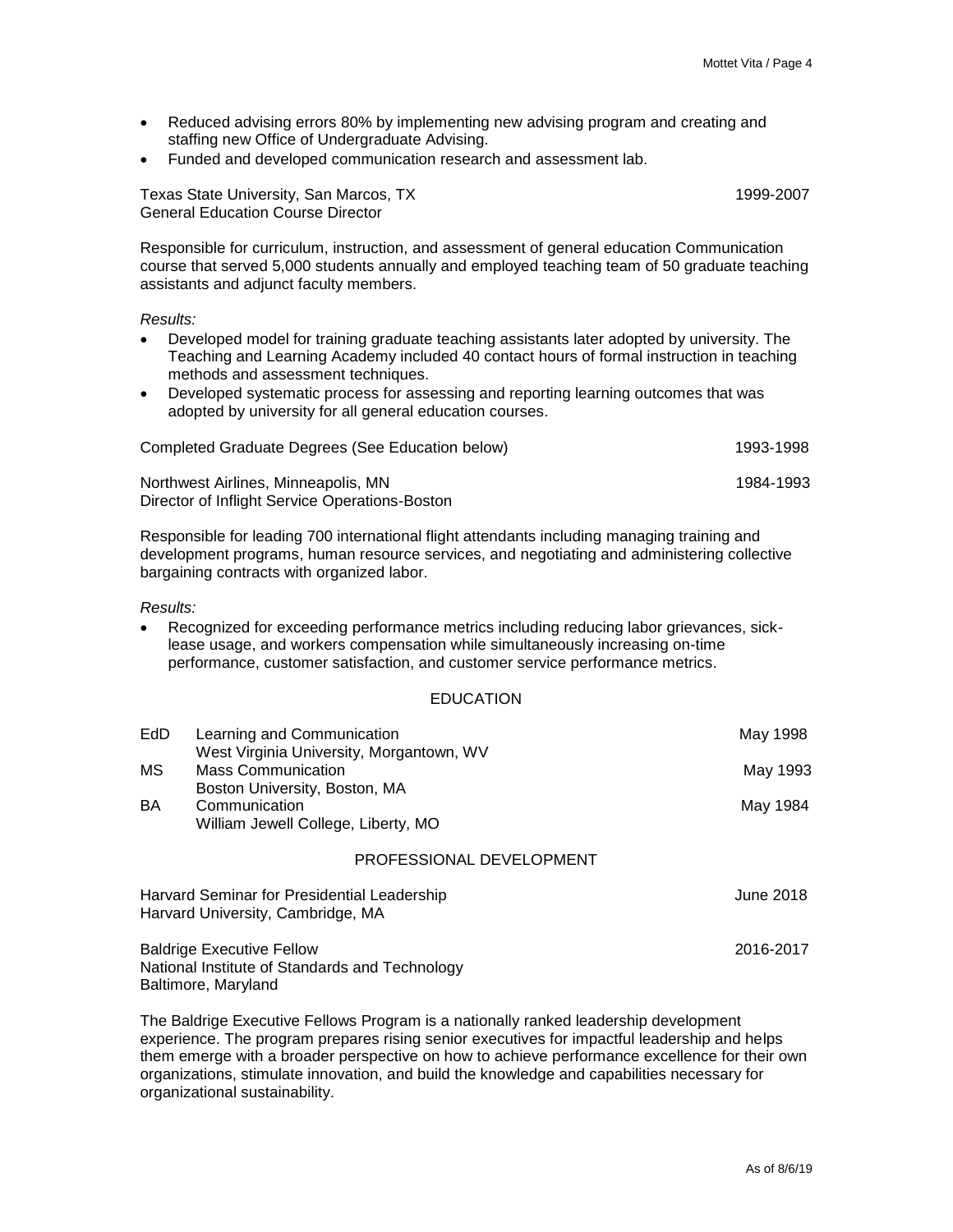- Reduced advising errors 80% by implementing new advising program and creating and staffing new Office of Undergraduate Advising.
- Funded and developed communication research and assessment lab.

Texas State University, San Marcos, TX — 1999-2007
General Education Course Director

Responsible for curriculum, instruction, and assessment of general education Communication course that served 5,000 students annually and employed teaching team of 50 graduate teaching assistants and adjunct faculty members.

*Results:*

- Developed model for training graduate teaching assistants later adopted by university. The Teaching and Learning Academy included 40 contact hours of formal instruction in teaching methods and assessment techniques.
- Developed systematic process for assessing and reporting learning outcomes that was adopted by university for all general education courses.

Completed Graduate Degrees (See Education below) — 1993-1998

Northwest Airlines, Minneapolis, MN — 1984-1993
Director of Inflight Service Operations-Boston

Responsible for leading 700 international flight attendants including managing training and development programs, human resource services, and negotiating and administering collective bargaining contracts with organized labor.

*Results:*

- Recognized for exceeding performance metrics including reducing labor grievances, sick-lease usage, and workers compensation while simultaneously increasing on-time performance, customer satisfaction, and customer service performance metrics.

## EDUCATION

| | | |
|---|---|---|
| EdD | Learning and Communication<br>West Virginia University, Morgantown, WV | May 1998 |
| MS | Mass Communication<br>Boston University, Boston, MA | May 1993 |
| BA | Communication<br>William Jewell College, Liberty, MO | May 1984 |

## PROFESSIONAL DEVELOPMENT

Harvard Seminar for Presidential Leadership — June 2018
Harvard University, Cambridge, MA

Baldrige Executive Fellow — 2016-2017
National Institute of Standards and Technology
Baltimore, Maryland

The Baldrige Executive Fellows Program is a nationally ranked leadership development experience. The program prepares rising senior executives for impactful leadership and helps them emerge with a broader perspective on how to achieve performance excellence for their own organizations, stimulate innovation, and build the knowledge and capabilities necessary for organizational sustainability.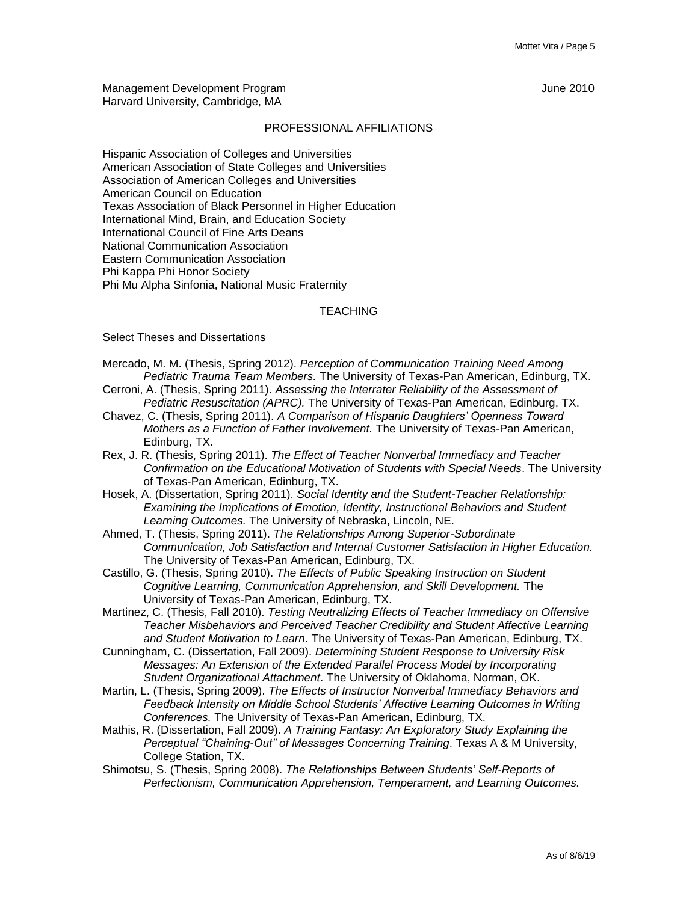Management Development Program June 2010
Harvard University, Cambridge, MA

## PROFESSIONAL AFFILIATIONS

Hispanic Association of Colleges and Universities
American Association of State Colleges and Universities
Association of American Colleges and Universities
American Council on Education
Texas Association of Black Personnel in Higher Education
International Mind, Brain, and Education Society
International Council of Fine Arts Deans
National Communication Association
Eastern Communication Association
Phi Kappa Phi Honor Society
Phi Mu Alpha Sinfonia, National Music Fraternity

## TEACHING

Select Theses and Dissertations

Mercado, M. M. (Thesis, Spring 2012). *Perception of Communication Training Need Among Pediatric Trauma Team Members.* The University of Texas-Pan American, Edinburg, TX.

Cerroni, A. (Thesis, Spring 2011). *Assessing the Interrater Reliability of the Assessment of Pediatric Resuscitation (APRC).* The University of Texas-Pan American, Edinburg, TX.

Chavez, C. (Thesis, Spring 2011). *A Comparison of Hispanic Daughters' Openness Toward Mothers as a Function of Father Involvement.* The University of Texas-Pan American, Edinburg, TX.

Rex, J. R. (Thesis, Spring 2011). *The Effect of Teacher Nonverbal Immediacy and Teacher Confirmation on the Educational Motivation of Students with Special Needs*. The University of Texas-Pan American, Edinburg, TX.

Hosek, A. (Dissertation, Spring 2011). *Social Identity and the Student-Teacher Relationship: Examining the Implications of Emotion, Identity, Instructional Behaviors and Student Learning Outcomes.* The University of Nebraska, Lincoln, NE.

Ahmed, T. (Thesis, Spring 2011). *The Relationships Among Superior-Subordinate Communication, Job Satisfaction and Internal Customer Satisfaction in Higher Education.* The University of Texas-Pan American, Edinburg, TX.

Castillo, G. (Thesis, Spring 2010). *The Effects of Public Speaking Instruction on Student Cognitive Learning, Communication Apprehension, and Skill Development.* The University of Texas-Pan American, Edinburg, TX.

Martinez, C. (Thesis, Fall 2010). *Testing Neutralizing Effects of Teacher Immediacy on Offensive Teacher Misbehaviors and Perceived Teacher Credibility and Student Affective Learning and Student Motivation to Learn*. The University of Texas-Pan American, Edinburg, TX.

Cunningham, C. (Dissertation, Fall 2009). *Determining Student Response to University Risk Messages: An Extension of the Extended Parallel Process Model by Incorporating Student Organizational Attachment*. The University of Oklahoma, Norman, OK.

Martin, L. (Thesis, Spring 2009). *The Effects of Instructor Nonverbal Immediacy Behaviors and Feedback Intensity on Middle School Students' Affective Learning Outcomes in Writing Conferences.* The University of Texas-Pan American, Edinburg, TX.

Mathis, R. (Dissertation, Fall 2009). *A Training Fantasy: An Exploratory Study Explaining the Perceptual "Chaining-Out" of Messages Concerning Training*. Texas A & M University, College Station, TX.

Shimotsu, S. (Thesis, Spring 2008). *The Relationships Between Students' Self-Reports of Perfectionism, Communication Apprehension, Temperament, and Learning Outcomes.*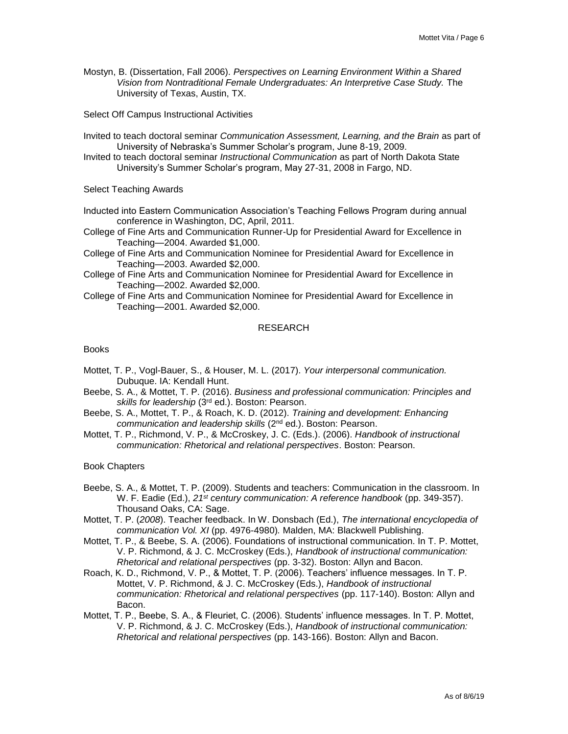Mostyn, B. (Dissertation, Fall 2006). *Perspectives on Learning Environment Within a Shared Vision from Nontraditional Female Undergraduates: An Interpretive Case Study.* The University of Texas, Austin, TX.

Select Off Campus Instructional Activities

Invited to teach doctoral seminar *Communication Assessment, Learning, and the Brain* as part of University of Nebraska's Summer Scholar's program, June 8-19, 2009.

Invited to teach doctoral seminar *Instructional Communication* as part of North Dakota State University's Summer Scholar's program, May 27-31, 2008 in Fargo, ND.

Select Teaching Awards

Inducted into Eastern Communication Association's Teaching Fellows Program during annual conference in Washington, DC, April, 2011.

College of Fine Arts and Communication Runner-Up for Presidential Award for Excellence in Teaching—2004. Awarded $1,000.

College of Fine Arts and Communication Nominee for Presidential Award for Excellence in Teaching—2003. Awarded $2,000.

College of Fine Arts and Communication Nominee for Presidential Award for Excellence in Teaching—2002. Awarded $2,000.

College of Fine Arts and Communication Nominee for Presidential Award for Excellence in Teaching—2001. Awarded $2,000.

## RESEARCH

Books

Mottet, T. P., Vogl-Bauer, S., & Houser, M. L. (2017). *Your interpersonal communication.* Dubuque. IA: Kendall Hunt.

Beebe, S. A., & Mottet, T. P. (2016). *Business and professional communication: Principles and skills for leadership* (3rd ed.). Boston: Pearson.

Beebe, S. A., Mottet, T. P., & Roach, K. D. (2012). *Training and development: Enhancing communication and leadership skills* (2nd ed.). Boston: Pearson.

Mottet, T. P., Richmond, V. P., & McCroskey, J. C. (Eds.). (2006). *Handbook of instructional communication: Rhetorical and relational perspectives*. Boston: Pearson.

Book Chapters

Beebe, S. A., & Mottet, T. P. (2009). Students and teachers: Communication in the classroom. In W. F. Eadie (Ed.), *21st century communication: A reference handbook* (pp. 349-357). Thousand Oaks, CA: Sage.

Mottet, T. P. (*2008*). Teacher feedback. In W. Donsbach (Ed.), *The international encyclopedia of communication Vol. XI* (pp. 4976-4980)*.* Malden, MA: Blackwell Publishing.

Mottet, T. P., & Beebe, S. A. (2006). Foundations of instructional communication. In T. P. Mottet, V. P. Richmond, & J. C. McCroskey (Eds.), *Handbook of instructional communication: Rhetorical and relational perspectives* (pp. 3-32). Boston: Allyn and Bacon.

Roach, K. D., Richmond, V. P., & Mottet, T. P. (2006). Teachers' influence messages. In T. P. Mottet, V. P. Richmond, & J. C. McCroskey (Eds.), *Handbook of instructional communication: Rhetorical and relational perspectives* (pp. 117-140). Boston: Allyn and Bacon.

Mottet, T. P., Beebe, S. A., & Fleuriet, C. (2006). Students' influence messages. In T. P. Mottet, V. P. Richmond, & J. C. McCroskey (Eds.), *Handbook of instructional communication: Rhetorical and relational perspectives* (pp. 143-166). Boston: Allyn and Bacon.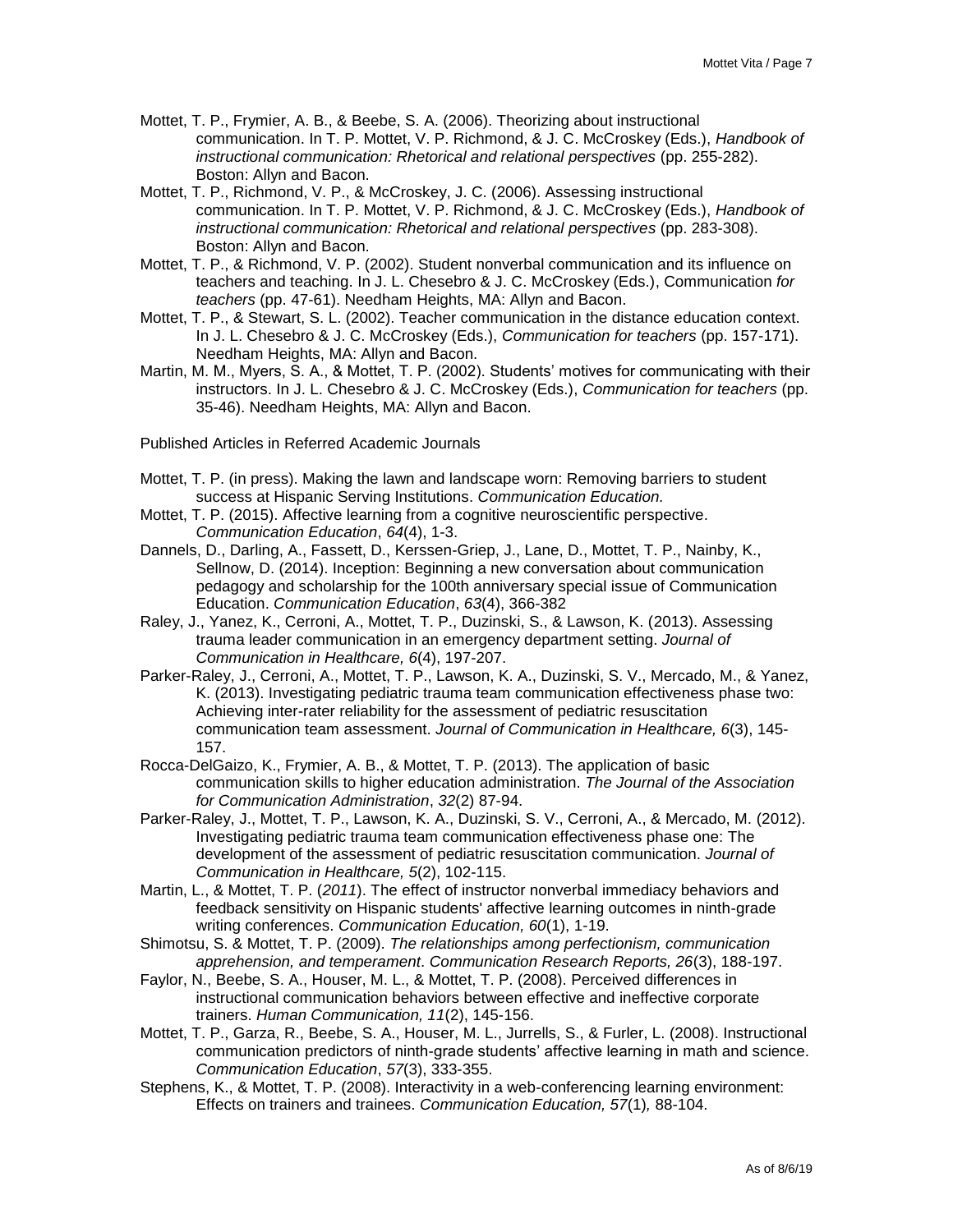Mottet, T. P., Frymier, A. B., & Beebe, S. A. (2006). Theorizing about instructional communication. In T. P. Mottet, V. P. Richmond, & J. C. McCroskey (Eds.), *Handbook of instructional communication: Rhetorical and relational perspectives* (pp. 255-282). Boston: Allyn and Bacon.

Mottet, T. P., Richmond, V. P., & McCroskey, J. C. (2006). Assessing instructional communication. In T. P. Mottet, V. P. Richmond, & J. C. McCroskey (Eds.), *Handbook of instructional communication: Rhetorical and relational perspectives* (pp. 283-308). Boston: Allyn and Bacon.

Mottet, T. P., & Richmond, V. P. (2002). Student nonverbal communication and its influence on teachers and teaching. In J. L. Chesebro & J. C. McCroskey (Eds.), Communication *for teachers* (pp. 47-61). Needham Heights, MA: Allyn and Bacon.

Mottet, T. P., & Stewart, S. L. (2002). Teacher communication in the distance education context. In J. L. Chesebro & J. C. McCroskey (Eds.), *Communication for teachers* (pp. 157-171). Needham Heights, MA: Allyn and Bacon.

Martin, M. M., Myers, S. A., & Mottet, T. P. (2002). Students' motives for communicating with their instructors. In J. L. Chesebro & J. C. McCroskey (Eds.), *Communication for teachers* (pp. 35-46). Needham Heights, MA: Allyn and Bacon.

Published Articles in Referred Academic Journals

Mottet, T. P. (in press). Making the lawn and landscape worn: Removing barriers to student success at Hispanic Serving Institutions. *Communication Education.*

Mottet, T. P. (2015). Affective learning from a cognitive neuroscientific perspective. *Communication Education*, *64*(4), 1-3.

Dannels, D., Darling, A., Fassett, D., Kerssen-Griep, J., Lane, D., Mottet, T. P., Nainby, K., Sellnow, D. (2014). Inception: Beginning a new conversation about communication pedagogy and scholarship for the 100th anniversary special issue of Communication Education. *Communication Education*, *63*(4), 366-382

Raley, J., Yanez, K., Cerroni, A., Mottet, T. P., Duzinski, S., & Lawson, K. (2013). Assessing trauma leader communication in an emergency department setting. *Journal of Communication in Healthcare, 6*(4), 197-207.

Parker-Raley, J., Cerroni, A., Mottet, T. P., Lawson, K. A., Duzinski, S. V., Mercado, M., & Yanez, K. (2013). Investigating pediatric trauma team communication effectiveness phase two: Achieving inter-rater reliability for the assessment of pediatric resuscitation communication team assessment. *Journal of Communication in Healthcare, 6*(3), 145-157.

Rocca-DelGaizo, K., Frymier, A. B., & Mottet, T. P. (2013). The application of basic communication skills to higher education administration. *The Journal of the Association for Communication Administration*, *32*(2) 87-94.

Parker-Raley, J., Mottet, T. P., Lawson, K. A., Duzinski, S. V., Cerroni, A., & Mercado, M. (2012). Investigating pediatric trauma team communication effectiveness phase one: The development of the assessment of pediatric resuscitation communication. *Journal of Communication in Healthcare, 5*(2), 102-115.

Martin, L., & Mottet, T. P. (*2011*). The effect of instructor nonverbal immediacy behaviors and feedback sensitivity on Hispanic students' affective learning outcomes in ninth-grade writing conferences. *Communication Education, 60*(1), 1-19.

Shimotsu, S. & Mottet, T. P. (2009). *The relationships among perfectionism, communication apprehension, and temperament*. *Communication Research Reports, 26*(3), 188-197.

Faylor, N., Beebe, S. A., Houser, M. L., & Mottet, T. P. (2008). Perceived differences in instructional communication behaviors between effective and ineffective corporate trainers. *Human Communication, 11*(2), 145-156.

Mottet, T. P., Garza, R., Beebe, S. A., Houser, M. L., Jurrells, S., & Furler, L. (2008). Instructional communication predictors of ninth-grade students' affective learning in math and science. *Communication Education*, *57*(3), 333-355.

Stephens, K., & Mottet, T. P. (2008). Interactivity in a web-conferencing learning environment: Effects on trainers and trainees. *Communication Education, 57*(1)*,* 88-104.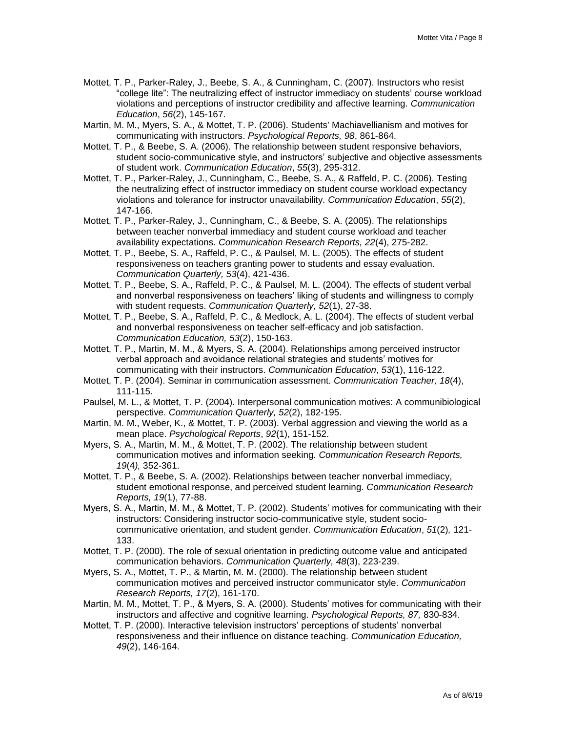Mottet, T. P., Parker-Raley, J., Beebe, S. A., & Cunningham, C. (2007). Instructors who resist “college lite”: The neutralizing effect of instructor immediacy on students’ course workload violations and perceptions of instructor credibility and affective learning. *Communication Education*, *56*(2), 145-167.

Martin, M. M., Myers, S. A., & Mottet, T. P. (2006). Students' Machiavellianism and motives for communicating with instructors. *Psychological Reports, 98*, 861-864.

Mottet, T. P., & Beebe, S. A. (2006). The relationship between student responsive behaviors, student socio-communicative style, and instructors’ subjective and objective assessments of student work. *Communication Education*, *55*(3), 295-312.

Mottet, T. P., Parker-Raley, J., Cunningham, C., Beebe, S. A., & Raffeld, P. C. (2006). Testing the neutralizing effect of instructor immediacy on student course workload expectancy violations and tolerance for instructor unavailability. *Communication Education*, *55*(2), 147-166.

Mottet, T. P., Parker-Raley, J., Cunningham, C., & Beebe, S. A. (2005). The relationships between teacher nonverbal immediacy and student course workload and teacher availability expectations. *Communication Research Reports, 22*(4), 275-282.

Mottet, T. P., Beebe, S. A., Raffeld, P. C., & Paulsel, M. L. (2005). The effects of student responsiveness on teachers granting power to students and essay evaluation. *Communication Quarterly, 53*(4), 421-436.

Mottet, T. P., Beebe, S. A., Raffeld, P. C., & Paulsel, M. L. (2004). The effects of student verbal and nonverbal responsiveness on teachers’ liking of students and willingness to comply with student requests. *Communication Quarterly, 52*(1), 27-38.

Mottet, T. P., Beebe, S. A., Raffeld, P. C., & Medlock, A. L. (2004). The effects of student verbal and nonverbal responsiveness on teacher self-efficacy and job satisfaction. *Communication Education, 53*(2), 150-163.

Mottet, T. P., Martin, M. M., & Myers, S. A. (2004). Relationships among perceived instructor verbal approach and avoidance relational strategies and students’ motives for communicating with their instructors. *Communication Education*, *53*(1), 116-122.

Mottet, T. P. (2004). Seminar in communication assessment. *Communication Teacher, 18*(4), 111-115.

Paulsel, M. L., & Mottet, T. P. (2004). Interpersonal communication motives: A communibiological perspective. *Communication Quarterly, 52*(2), 182-195.

Martin, M. M., Weber, K., & Mottet, T. P. (2003). Verbal aggression and viewing the world as a mean place. *Psychological Reports*, *92*(1), 151-152.

Myers, S. A., Martin, M. M., & Mottet, T. P. (2002). The relationship between student communication motives and information seeking. *Communication Research Reports, 19*(4*),* 352-361.

Mottet, T. P., & Beebe, S. A. (2002). Relationships between teacher nonverbal immediacy, student emotional response, and perceived student learning. *Communication Research Reports, 19*(1), 77-88.

Myers, S. A., Martin, M. M., & Mottet, T. P. (2002). Students’ motives for communicating with their instructors: Considering instructor socio-communicative style, student socio-communicative orientation, and student gender. *Communication Education*, *51*(2*),* 121-133.

Mottet, T. P. (2000). The role of sexual orientation in predicting outcome value and anticipated communication behaviors. *Communication Quarterly, 48*(3), 223-239.

Myers, S. A., Mottet, T. P., & Martin, M. M. (2000). The relationship between student communication motives and perceived instructor communicator style. *Communication Research Reports, 17*(2), 161-170.

Martin, M. M., Mottet, T. P., & Myers, S. A. (2000). Students’ motives for communicating with their instructors and affective and cognitive learning. *Psychological Reports, 87,* 830-834.

Mottet, T. P. (2000). Interactive television instructors’ perceptions of students’ nonverbal responsiveness and their influence on distance teaching. *Communication Education, 49*(2), 146-164.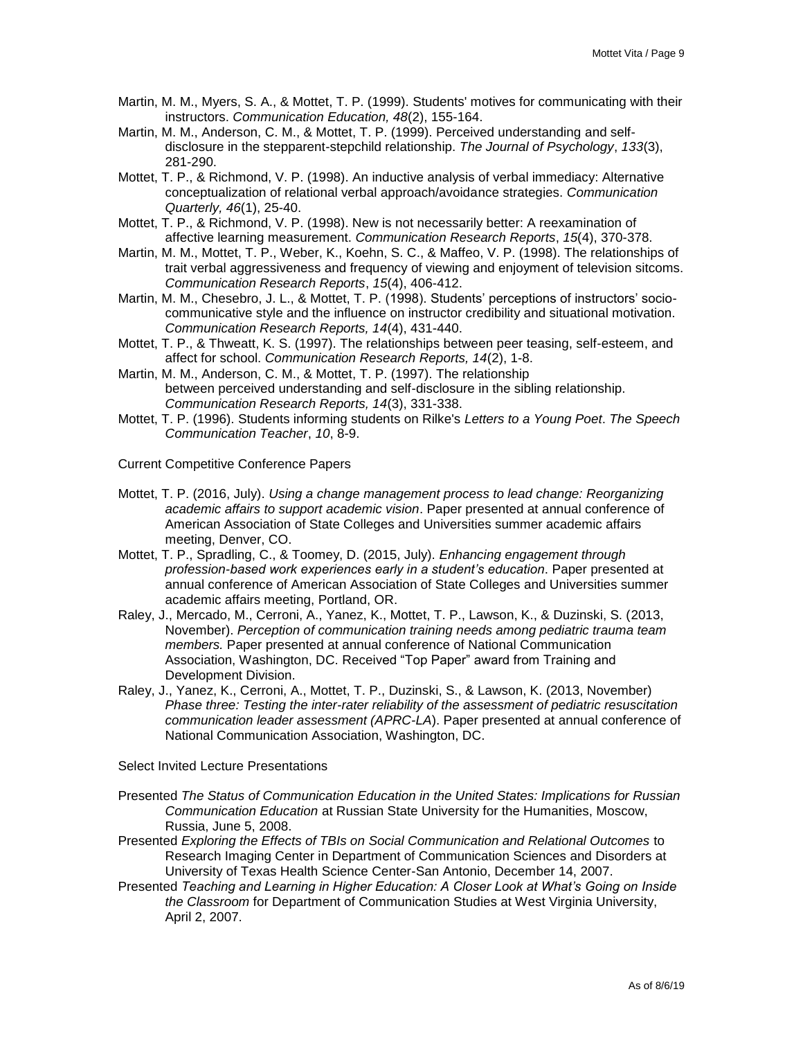Martin, M. M., Myers, S. A., & Mottet, T. P. (1999). Students' motives for communicating with their instructors. *Communication Education, 48*(2), 155-164.

Martin, M. M., Anderson, C. M., & Mottet, T. P. (1999). Perceived understanding and self-disclosure in the stepparent-stepchild relationship. *The Journal of Psychology*, *133*(3), 281-290.

Mottet, T. P., & Richmond, V. P. (1998). An inductive analysis of verbal immediacy: Alternative conceptualization of relational verbal approach/avoidance strategies. *Communication Quarterly, 46*(1), 25-40.

Mottet, T. P., & Richmond, V. P. (1998). New is not necessarily better: A reexamination of affective learning measurement. *Communication Research Reports*, *15*(4), 370-378.

Martin, M. M., Mottet, T. P., Weber, K., Koehn, S. C., & Maffeo, V. P. (1998). The relationships of trait verbal aggressiveness and frequency of viewing and enjoyment of television sitcoms. *Communication Research Reports*, *15*(4), 406-412.

Martin, M. M., Chesebro, J. L., & Mottet, T. P. (1998). Students' perceptions of instructors' socio-communicative style and the influence on instructor credibility and situational motivation. *Communication Research Reports, 14*(4), 431-440.

Mottet, T. P., & Thweatt, K. S. (1997). The relationships between peer teasing, self-esteem, and affect for school. *Communication Research Reports, 14*(2), 1-8.

Martin, M. M., Anderson, C. M., & Mottet, T. P. (1997). The relationship between perceived understanding and self-disclosure in the sibling relationship. *Communication Research Reports, 14*(3), 331-338.

Mottet, T. P. (1996). Students informing students on Rilke's *Letters to a Young Poet*. *The Speech Communication Teacher*, *10*, 8-9.

Current Competitive Conference Papers

Mottet, T. P. (2016, July). *Using a change management process to lead change: Reorganizing academic affairs to support academic vision*. Paper presented at annual conference of American Association of State Colleges and Universities summer academic affairs meeting, Denver, CO.

Mottet, T. P., Spradling, C., & Toomey, D. (2015, July). *Enhancing engagement through profession-based work experiences early in a student's education*. Paper presented at annual conference of American Association of State Colleges and Universities summer academic affairs meeting, Portland, OR.

Raley, J., Mercado, M., Cerroni, A., Yanez, K., Mottet, T. P., Lawson, K., & Duzinski, S. (2013, November). *Perception of communication training needs among pediatric trauma team members.* Paper presented at annual conference of National Communication Association, Washington, DC. Received "Top Paper" award from Training and Development Division.

Raley, J., Yanez, K., Cerroni, A., Mottet, T. P., Duzinski, S., & Lawson, K. (2013, November) *Phase three: Testing the inter-rater reliability of the assessment of pediatric resuscitation communication leader assessment (APRC-LA*). Paper presented at annual conference of National Communication Association, Washington, DC.

Select Invited Lecture Presentations

Presented *The Status of Communication Education in the United States: Implications for Russian Communication Education* at Russian State University for the Humanities, Moscow, Russia, June 5, 2008.

Presented *Exploring the Effects of TBIs on Social Communication and Relational Outcomes* to Research Imaging Center in Department of Communication Sciences and Disorders at University of Texas Health Science Center-San Antonio, December 14, 2007.

Presented *Teaching and Learning in Higher Education: A Closer Look at What's Going on Inside the Classroom* for Department of Communication Studies at West Virginia University, April 2, 2007.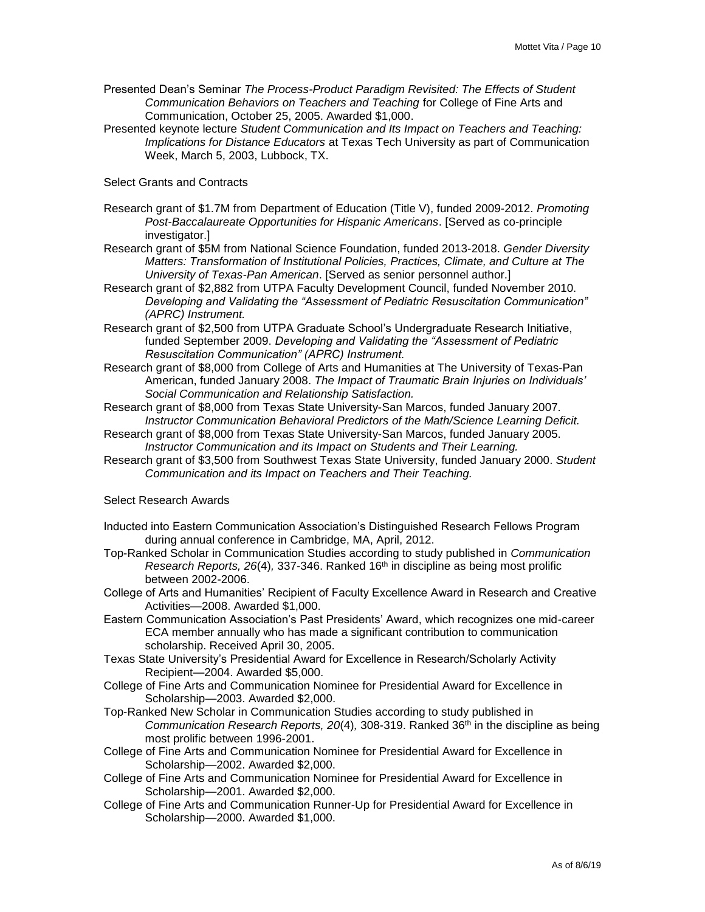Presented Dean's Seminar *The Process-Product Paradigm Revisited: The Effects of Student Communication Behaviors on Teachers and Teaching* for College of Fine Arts and Communication, October 25, 2005. Awarded $1,000.

Presented keynote lecture *Student Communication and Its Impact on Teachers and Teaching: Implications for Distance Educators* at Texas Tech University as part of Communication Week, March 5, 2003, Lubbock, TX.

Select Grants and Contracts

Research grant of $1.7M from Department of Education (Title V), funded 2009-2012. *Promoting Post-Baccalaureate Opportunities for Hispanic Americans*. [Served as co-principle investigator.]

Research grant of $5M from National Science Foundation, funded 2013-2018. *Gender Diversity Matters: Transformation of Institutional Policies, Practices, Climate, and Culture at The University of Texas-Pan American*. [Served as senior personnel author.]

Research grant of $2,882 from UTPA Faculty Development Council, funded November 2010. *Developing and Validating the "Assessment of Pediatric Resuscitation Communication" (APRC) Instrument.*

Research grant of $2,500 from UTPA Graduate School's Undergraduate Research Initiative, funded September 2009. *Developing and Validating the "Assessment of Pediatric Resuscitation Communication" (APRC) Instrument.*

Research grant of $8,000 from College of Arts and Humanities at The University of Texas-Pan American, funded January 2008. *The Impact of Traumatic Brain Injuries on Individuals' Social Communication and Relationship Satisfaction.*

Research grant of $8,000 from Texas State University-San Marcos, funded January 2007. *Instructor Communication Behavioral Predictors of the Math/Science Learning Deficit.*

Research grant of $8,000 from Texas State University-San Marcos, funded January 2005. *Instructor Communication and its Impact on Students and Their Learning.*

Research grant of $3,500 from Southwest Texas State University, funded January 2000. *Student Communication and its Impact on Teachers and Their Teaching.*

Select Research Awards

Inducted into Eastern Communication Association's Distinguished Research Fellows Program during annual conference in Cambridge, MA, April, 2012.

Top-Ranked Scholar in Communication Studies according to study published in *Communication Research Reports, 26*(4)*,* 337-346. Ranked 16th in discipline as being most prolific between 2002-2006.

College of Arts and Humanities' Recipient of Faculty Excellence Award in Research and Creative Activities—2008. Awarded $1,000.

Eastern Communication Association's Past Presidents' Award, which recognizes one mid-career ECA member annually who has made a significant contribution to communication scholarship. Received April 30, 2005.

Texas State University's Presidential Award for Excellence in Research/Scholarly Activity Recipient—2004. Awarded $5,000.

College of Fine Arts and Communication Nominee for Presidential Award for Excellence in Scholarship—2003. Awarded $2,000.

Top-Ranked New Scholar in Communication Studies according to study published in *Communication Research Reports, 20*(4)*,* 308-319. Ranked 36th in the discipline as being most prolific between 1996-2001.

College of Fine Arts and Communication Nominee for Presidential Award for Excellence in Scholarship—2002. Awarded $2,000.

College of Fine Arts and Communication Nominee for Presidential Award for Excellence in Scholarship—2001. Awarded $2,000.

College of Fine Arts and Communication Runner-Up for Presidential Award for Excellence in Scholarship—2000. Awarded $1,000.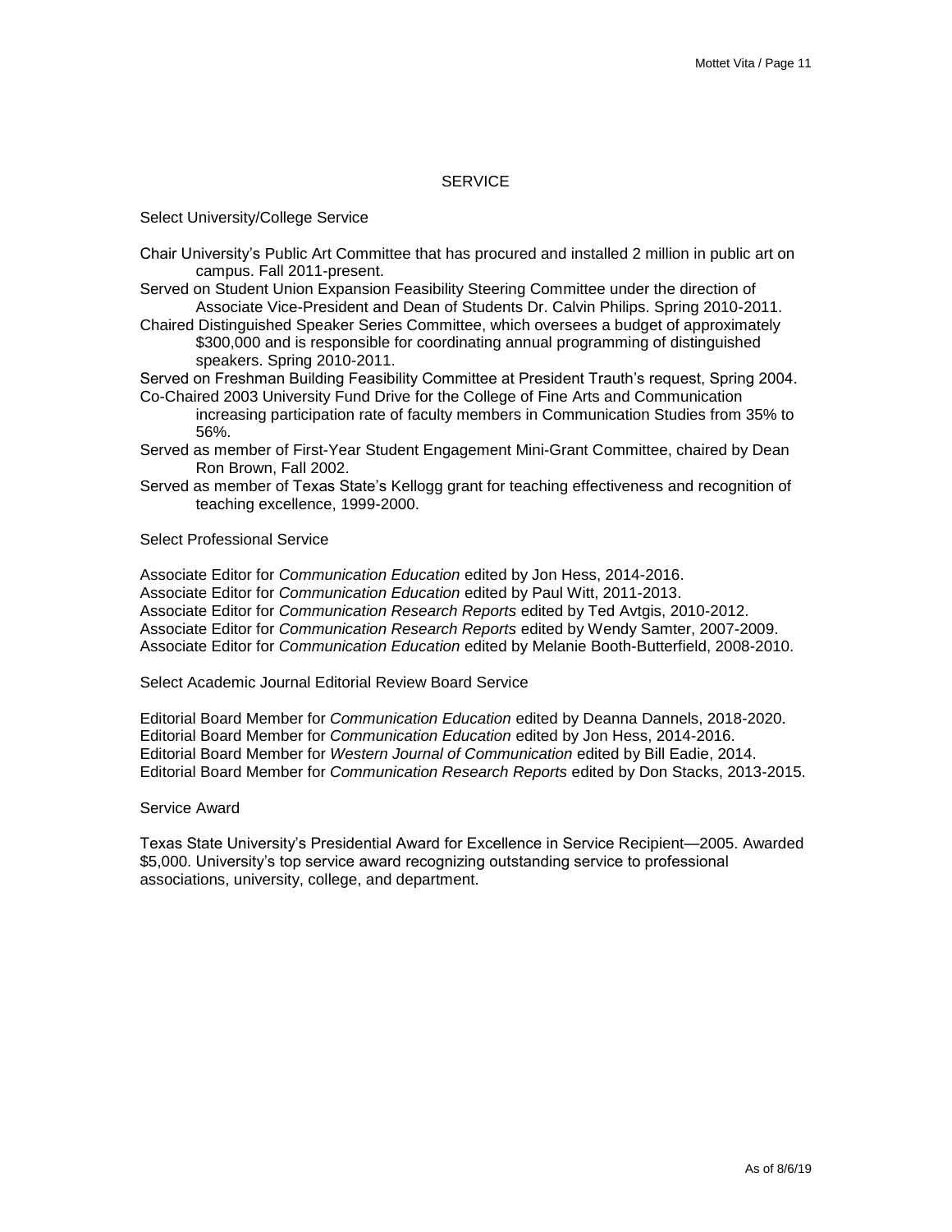## SERVICE

### Select University/College Service

Chair University's Public Art Committee that has procured and installed 2 million in public art on campus. Fall 2011-present.

Served on Student Union Expansion Feasibility Steering Committee under the direction of Associate Vice-President and Dean of Students Dr. Calvin Philips. Spring 2010-2011.

Chaired Distinguished Speaker Series Committee, which oversees a budget of approximately $300,000 and is responsible for coordinating annual programming of distinguished speakers. Spring 2010-2011.

Served on Freshman Building Feasibility Committee at President Trauth's request, Spring 2004.

Co-Chaired 2003 University Fund Drive for the College of Fine Arts and Communication increasing participation rate of faculty members in Communication Studies from 35% to 56%.

Served as member of First-Year Student Engagement Mini-Grant Committee, chaired by Dean Ron Brown, Fall 2002.

Served as member of Texas State's Kellogg grant for teaching effectiveness and recognition of teaching excellence, 1999-2000.

### Select Professional Service

Associate Editor for *Communication Education* edited by Jon Hess, 2014-2016.
Associate Editor for *Communication Education* edited by Paul Witt, 2011-2013.
Associate Editor for *Communication Research Reports* edited by Ted Avtgis, 2010-2012.
Associate Editor for *Communication Research Reports* edited by Wendy Samter, 2007-2009.
Associate Editor for *Communication Education* edited by Melanie Booth-Butterfield, 2008-2010.

### Select Academic Journal Editorial Review Board Service

Editorial Board Member for *Communication Education* edited by Deanna Dannels, 2018-2020.
Editorial Board Member for *Communication Education* edited by Jon Hess, 2014-2016.
Editorial Board Member for *Western Journal of Communication* edited by Bill Eadie, 2014.
Editorial Board Member for *Communication Research Reports* edited by Don Stacks, 2013-2015.

### Service Award

Texas State University's Presidential Award for Excellence in Service Recipient—2005. Awarded $5,000. University's top service award recognizing outstanding service to professional associations, university, college, and department.